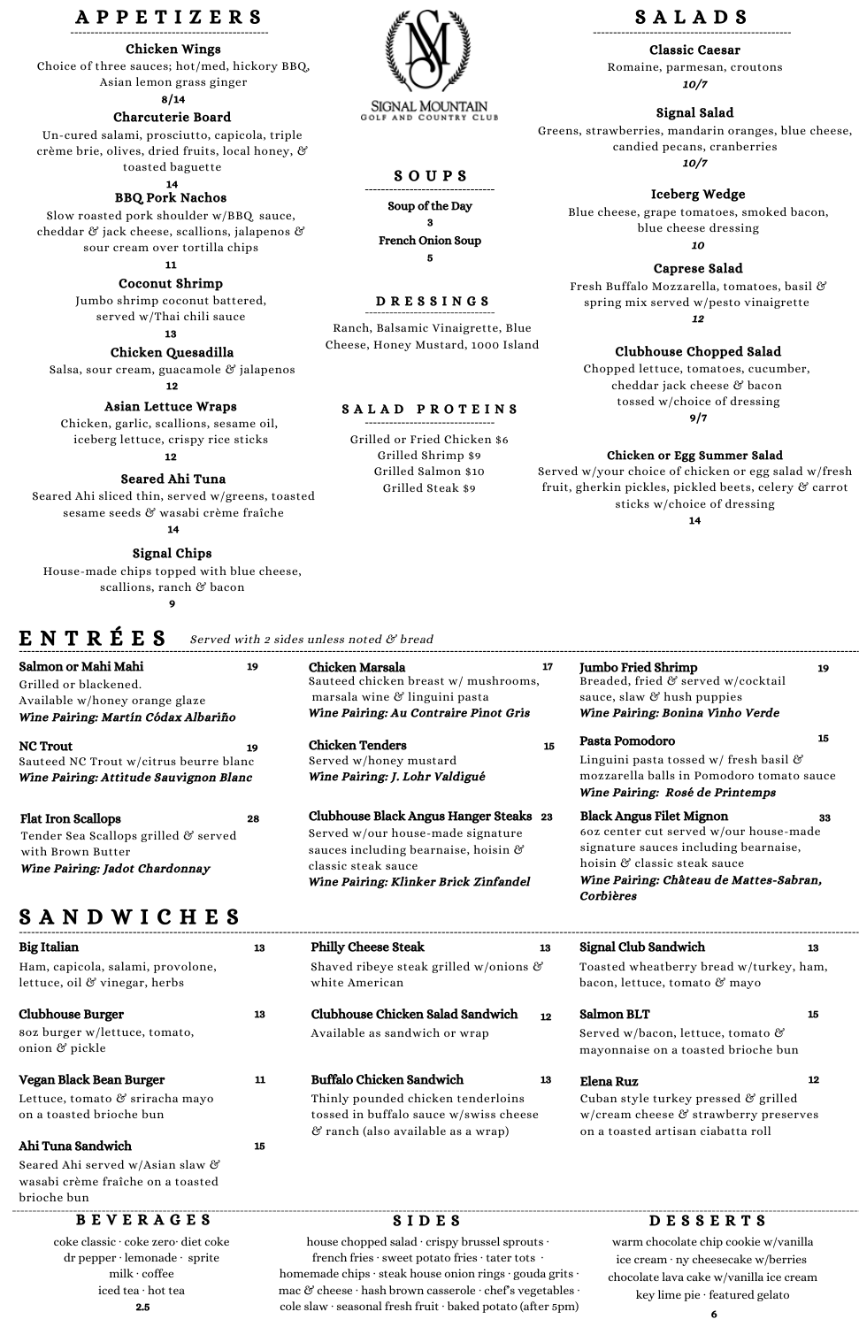# SIGNAL MOUNTAIN GOLF AND COUNTRY CLUB

## APPETIZERS

**Chicken Wings**
Choice of three sauces; hot/med, hickory BBQ, Asian lemon grass ginger
**8/14**

**Charcuterie Board**
Un-cured salami, prosciutto, capicola, triple crème brie, olives, dried fruits, local honey, & toasted baguette
**14**

**BBQ Pork Nachos**
Slow roasted pork shoulder w/BBQ sauce, cheddar & jack cheese, scallions, jalapenos & sour cream over tortilla chips
**11**

**Coconut Shrimp**
Jumbo shrimp coconut battered, served w/Thai chili sauce
**13**

**Chicken Quesadilla**
Salsa, sour cream, guacamole & jalapenos
**12**

**Asian Lettuce Wraps**
Chicken, garlic, scallions, sesame oil, iceberg lettuce, crispy rice sticks
**12**

**Seared Ahi Tuna**
Seared Ahi sliced thin, served w/greens, toasted sesame seeds & wasabi crème fraîche
**14**

**Signal Chips**
House-made chips topped with blue cheese, scallions, ranch & bacon
**9**

## SOUPS

**Soup of the Day**
**3**

**French Onion Soup**
**5**

## DRESSINGS

Ranch, Balsamic Vinaigrette, Blue Cheese, Honey Mustard, 1000 Island

## SALAD PROTEINS

Grilled or Fried Chicken $6
Grilled Shrimp $9
Grilled Salmon $10
Grilled Steak $9

## SALADS

**Classic Caesar**
Romaine, parmesan, croutons
***10/7***

**Signal Salad**
Greens, strawberries, mandarin oranges, blue cheese, candied pecans, cranberries
***10/7***

**Iceberg Wedge**
Blue cheese, grape tomatoes, smoked bacon, blue cheese dressing
***10***

**Caprese Salad**
Fresh Buffalo Mozzarella, tomatoes, basil & spring mix served w/pesto vinaigrette
***12***

**Clubhouse Chopped Salad**
Chopped lettuce, tomatoes, cucumber, cheddar jack cheese & bacon tossed w/choice of dressing
**9/7**

**Chicken or Egg Summer Salad**
Served w/your choice of chicken or egg salad w/fresh fruit, gherkin pickles, pickled beets, celery & carrot sticks w/choice of dressing
**14**

## ENTRÉES *Served with 2 sides unless noted & bread*

**Salmon or Mahi Mahi** — 19
Grilled or blackened.
Available w/honey orange glaze
***Wine Pairing: Martín Códax Albariño***

**NC Trout** — 19
Sauteed NC Trout w/citrus beurre blanc
***Wine Pairing: Attitude Sauvignon Blanc***

**Flat Iron Scallops** — 28
Tender Sea Scallops grilled & served with Brown Butter
***Wine Pairing: Jadot Chardonnay***

**Chicken Marsala** — 17
Sauteed chicken breast w/ mushrooms, marsala wine & linguini pasta
***Wine Pairing: Au Contraire Pinot Gris***

**Chicken Tenders** — 15
Served w/honey mustard
***Wine Pairing: J. Lohr Valdigué***

**Clubhouse Black Angus Hanger Steaks** — 23
Served w/our house-made signature sauces including bearnaise, hoisin & classic steak sauce
***Wine Pairing: Klinker Brick Zinfandel***

**Jumbo Fried Shrimp** — 19
Breaded, fried & served w/cocktail sauce, slaw & hush puppies
***Wine Pairing: Bonina Vinho Verde***

**Pasta Pomodoro** — 15
Linguini pasta tossed w/ fresh basil & mozzarella balls in Pomodoro tomato sauce
***Wine Pairing: Rosé de Printemps***

**Black Angus Filet Mignon** — 33
6oz center cut served w/our house-made signature sauces including bearnaise, hoisin & classic steak sauce
***Wine Pairing: Château de Mattes-Sabran, Corbières***

## SANDWICHES

**Big Italian** — 13
Ham, capicola, salami, provolone, lettuce, oil & vinegar, herbs

**Clubhouse Burger** — 13
8oz burger w/lettuce, tomato, onion & pickle

**Vegan Black Bean Burger** — 11
Lettuce, tomato & sriracha mayo on a toasted brioche bun

**Ahi Tuna Sandwich** — 15
Seared Ahi served w/Asian slaw & wasabi crème fraîche on a toasted brioche bun

**Philly Cheese Steak** — 13
Shaved ribeye steak grilled w/onions & white American

**Clubhouse Chicken Salad Sandwich** — 12
Available as sandwich or wrap

**Buffalo Chicken Sandwich** — 13
Thinly pounded chicken tenderloins tossed in buffalo sauce w/swiss cheese & ranch (also available as a wrap)

**Signal Club Sandwich** — 13
Toasted wheatberry bread w/turkey, ham, bacon, lettuce, tomato & mayo

**Salmon BLT** — 15
Served w/bacon, lettuce, tomato & mayonnaise on a toasted brioche bun

**Elena Ruz** — 12
Cuban style turkey pressed & grilled w/cream cheese & strawberry preserves on a toasted artisan ciabatta roll

## BEVERAGES

coke classic · coke zero· diet coke
dr pepper · lemonade · sprite
milk · coffee
iced tea · hot tea
**2.5**

## SIDES

house chopped salad · crispy brussel sprouts · french fries · sweet potato fries · tater tots · homemade chips · steak house onion rings · gouda grits · mac & cheese · hash brown casserole · chef's vegetables · cole slaw · seasonal fresh fruit · baked potato (after 5pm)

## DESSERTS

warm chocolate chip cookie w/vanilla ice cream · ny cheesecake w/berries
chocolate lava cake w/vanilla ice cream
key lime pie · featured gelato
**6**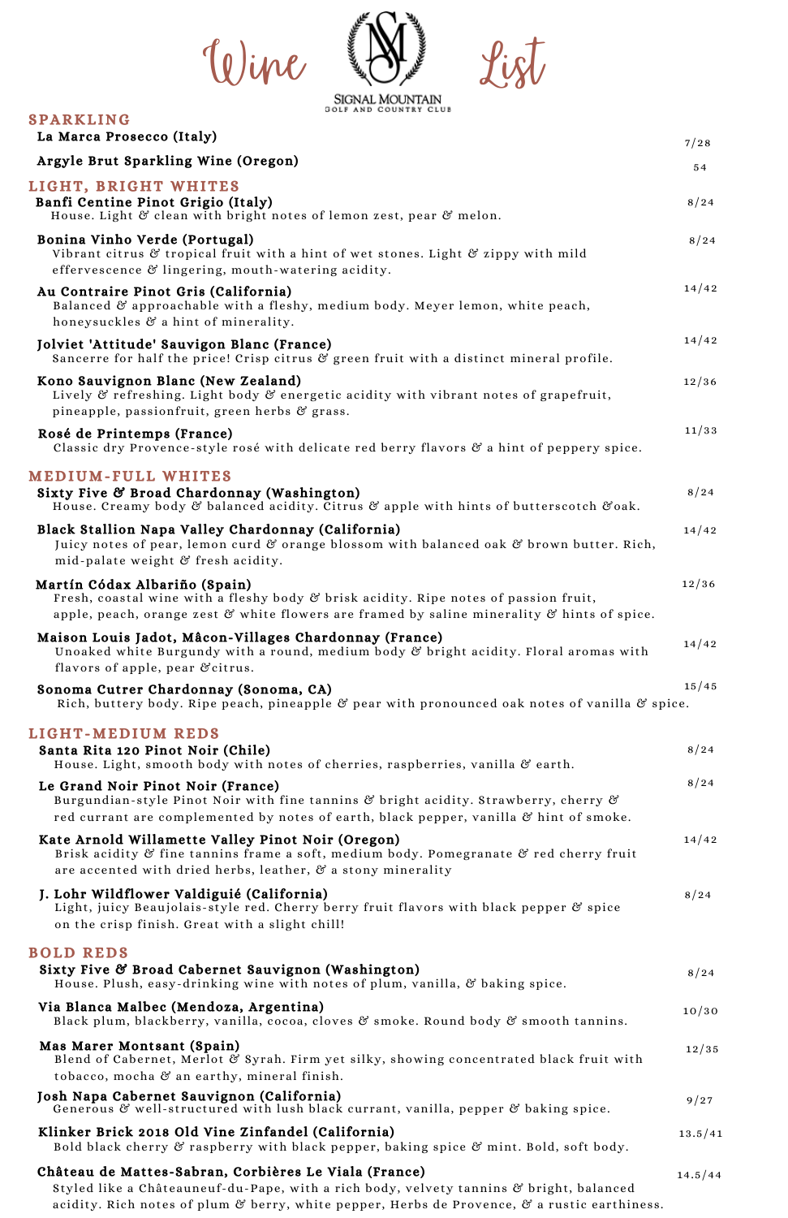# Wine List

SIGNAL MOUNTAIN
GOLF AND COUNTRY CLUB

## SPARKLING

**La Marca Prosecco (Italy)** 7/28

**Argyle Brut Sparkling Wine (Oregon)** 54

## LIGHT, BRIGHT WHITES

**Banfi Centine Pinot Grigio (Italy)** 8/24
House. Light & clean with bright notes of lemon zest, pear & melon.

**Bonina Vinho Verde (Portugal)** 8/24
Vibrant citrus & tropical fruit with a hint of wet stones. Light & zippy with mild effervescence & lingering, mouth-watering acidity.

**Au Contraire Pinot Gris (California)** 14/42
Balanced & approachable with a fleshy, medium body. Meyer lemon, white peach, honeysuckles & a hint of minerality.

**Jolviet 'Attitude' Sauvignon Blanc (France)** 14/42
Sancerre for half the price! Crisp citrus & green fruit with a distinct mineral profile.

**Kono Sauvignon Blanc (New Zealand)** 12/36
Lively & refreshing. Light body & energetic acidity with vibrant notes of grapefruit, pineapple, passionfruit, green herbs & grass.

**Rosé de Printemps (France)** 11/33
Classic dry Provence-style rosé with delicate red berry flavors & a hint of peppery spice.

## MEDIUM-FULL WHITES

**Sixty Five & Broad Chardonnay (Washington)** 8/24
House. Creamy body & balanced acidity. Citrus & apple with hints of butterscotch &oak.

**Black Stallion Napa Valley Chardonnay (California)** 14/42
Juicy notes of pear, lemon curd & orange blossom with balanced oak & brown butter. Rich, mid-palate weight & fresh acidity.

**Martín Códax Albariño (Spain)** 12/36
Fresh, coastal wine with a fleshy body & brisk acidity. Ripe notes of passion fruit, apple, peach, orange zest & white flowers are framed by saline minerality & hints of spice.

**Maison Louis Jadot, Mâcon-Villages Chardonnay (France)** 14/42
Unoaked white Burgundy with a round, medium body & bright acidity. Floral aromas with flavors of apple, pear &citrus.

**Sonoma Cutrer Chardonnay (Sonoma, CA)** 15/45
Rich, buttery body. Ripe peach, pineapple & pear with pronounced oak notes of vanilla & spice.

## LIGHT-MEDIUM REDS

**Santa Rita 120 Pinot Noir (Chile)** 8/24
House. Light, smooth body with notes of cherries, raspberries, vanilla & earth.

**Le Grand Noir Pinot Noir (France)** 8/24
Burgundian-style Pinot Noir with fine tannins & bright acidity. Strawberry, cherry & red currant are complemented by notes of earth, black pepper, vanilla & hint of smoke.

**Kate Arnold Willamette Valley Pinot Noir (Oregon)** 14/42
Brisk acidity & fine tannins frame a soft, medium body. Pomegranate & red cherry fruit are accented with dried herbs, leather, & a stony minerality

**J. Lohr Wildflower Valdiguié (California)** 8/24
Light, juicy Beaujolais-style red. Cherry berry fruit flavors with black pepper & spice on the crisp finish. Great with a slight chill!

## BOLD REDS

**Sixty Five & Broad Cabernet Sauvignon (Washington)** 8/24
House. Plush, easy-drinking wine with notes of plum, vanilla, & baking spice.

**Via Blanca Malbec (Mendoza, Argentina)** 10/30
Black plum, blackberry, vanilla, cocoa, cloves & smoke. Round body & smooth tannins.

**Mas Marer Montsant (Spain)** 12/35
Blend of Cabernet, Merlot & Syrah. Firm yet silky, showing concentrated black fruit with tobacco, mocha & an earthy, mineral finish.

**Josh Napa Cabernet Sauvignon (California)** 9/27
Generous & well-structured with lush black currant, vanilla, pepper & baking spice.

**Klinker Brick 2018 Old Vine Zinfandel (California)** 13.5/41
Bold black cherry & raspberry with black pepper, baking spice & mint. Bold, soft body.

**Château de Mattes-Sabran, Corbières Le Viala (France)** 14.5/44
Styled like a Châteauneuf-du-Pape, with a rich body, velvety tannins & bright, balanced acidity. Rich notes of plum & berry, white pepper, Herbs de Provence, & a rustic earthiness.